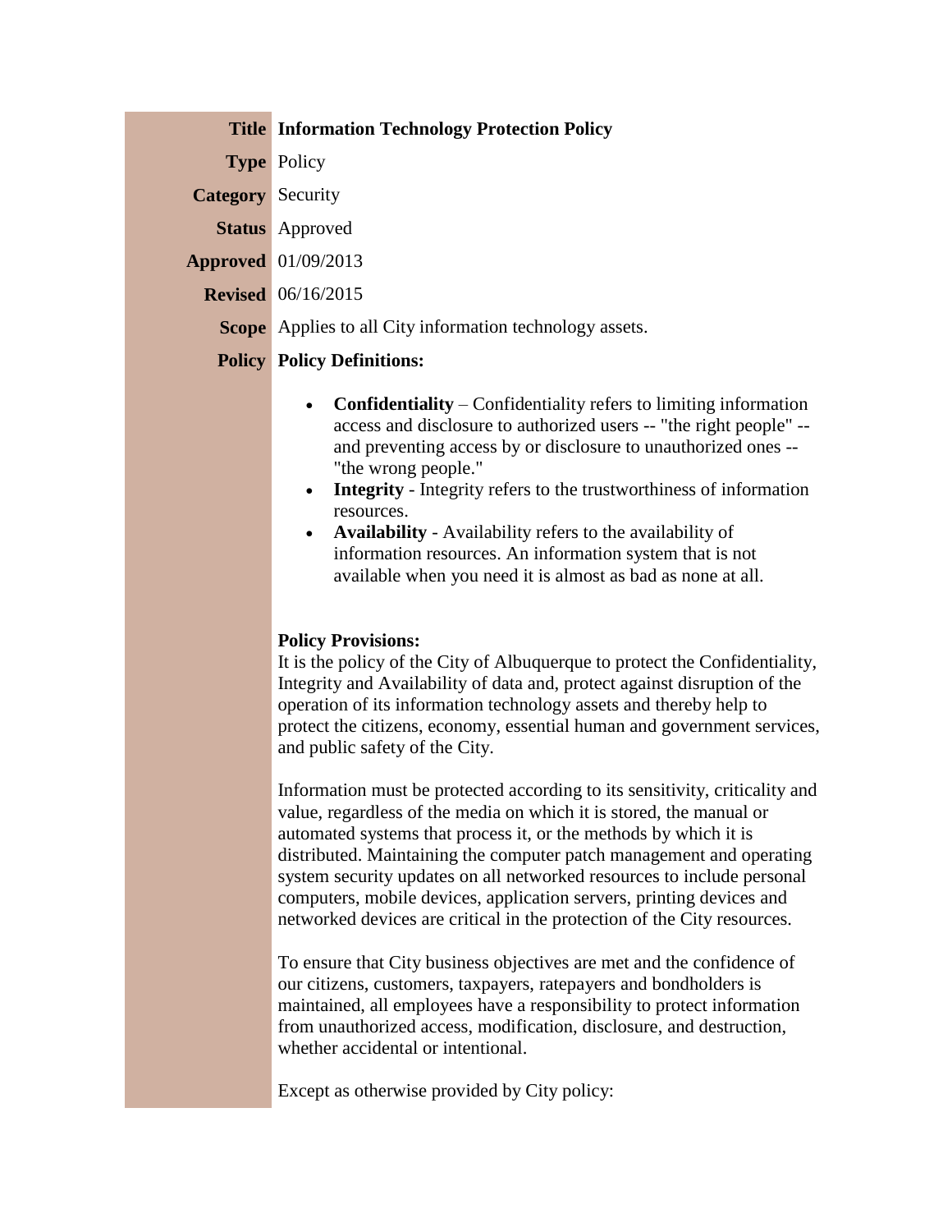| | |
|---|---|
| **Title** | **Information Technology Protection Policy** |
| **Type** | Policy |
| **Category** | Security |
| **Status** | Approved |
| **Approved** | 01/09/2013 |
| **Revised** | 06/16/2015 |
| **Scope** | Applies to all City information technology assets. |

**Policy** **Policy Definitions:**

- **Confidentiality** – Confidentiality refers to limiting information access and disclosure to authorized users -- "the right people" -- and preventing access by or disclosure to unauthorized ones -- "the wrong people."
- **Integrity** - Integrity refers to the trustworthiness of information resources.
- **Availability** - Availability refers to the availability of information resources. An information system that is not available when you need it is almost as bad as none at all.

**Policy Provisions:**

It is the policy of the City of Albuquerque to protect the Confidentiality, Integrity and Availability of data and, protect against disruption of the operation of its information technology assets and thereby help to protect the citizens, economy, essential human and government services, and public safety of the City.

Information must be protected according to its sensitivity, criticality and value, regardless of the media on which it is stored, the manual or automated systems that process it, or the methods by which it is distributed. Maintaining the computer patch management and operating system security updates on all networked resources to include personal computers, mobile devices, application servers, printing devices and networked devices are critical in the protection of the City resources.

To ensure that City business objectives are met and the confidence of our citizens, customers, taxpayers, ratepayers and bondholders is maintained, all employees have a responsibility to protect information from unauthorized access, modification, disclosure, and destruction, whether accidental or intentional.

Except as otherwise provided by City policy: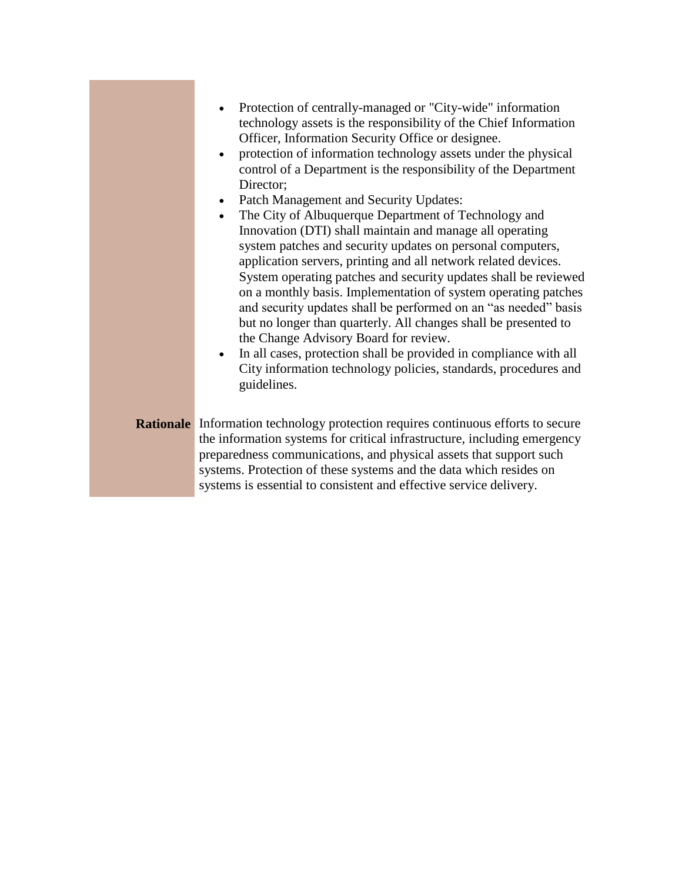- Protection of centrally-managed or "City-wide" information technology assets is the responsibility of the Chief Information Officer, Information Security Office or designee.
- protection of information technology assets under the physical control of a Department is the responsibility of the Department Director;
- Patch Management and Security Updates:
- The City of Albuquerque Department of Technology and Innovation (DTI) shall maintain and manage all operating system patches and security updates on personal computers, application servers, printing and all network related devices. System operating patches and security updates shall be reviewed on a monthly basis. Implementation of system operating patches and security updates shall be performed on an "as needed" basis but no longer than quarterly. All changes shall be presented to the Change Advisory Board for review.
- In all cases, protection shall be provided in compliance with all City information technology policies, standards, procedures and guidelines.

**Rationale** Information technology protection requires continuous efforts to secure the information systems for critical infrastructure, including emergency preparedness communications, and physical assets that support such systems. Protection of these systems and the data which resides on systems is essential to consistent and effective service delivery.